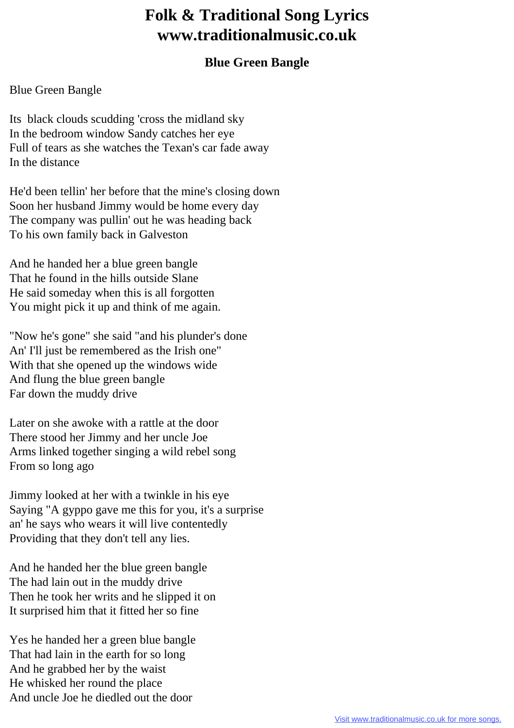# Folk & Traditional Song Lyrics
# www.traditionalmusic.co.uk

### Blue Green Bangle

Blue Green Bangle

Its  black clouds scudding 'cross the midland sky
In the bedroom window Sandy catches her eye
Full of tears as she watches the Texan's car fade away
In the distance

He'd been tellin' her before that the mine's closing down
Soon her husband Jimmy would be home every day
The company was pullin' out he was heading back
To his own family back in Galveston

And he handed her a blue green bangle
That he found in the hills outside Slane
He said someday when this is all forgotten
You might pick it up and think of me again.

"Now he's gone" she said "and his plunder's done
An' I'll just be remembered as the Irish one"
With that she opened up the windows wide
And flung the blue green bangle
Far down the muddy drive

Later on she awoke with a rattle at the door
There stood her Jimmy and her uncle Joe
Arms linked together singing a wild rebel song
From so long ago

Jimmy looked at her with a twinkle in his eye
Saying "A gyppo gave me this for you, it's a surprise
an' he says who wears it will live contentedly
Providing that they don't tell any lies.

And he handed her the blue green bangle
The had lain out in the muddy drive
Then he took her writs and he slipped it on
It surprised him that it fitted her so fine

Yes he handed her a green blue bangle
That had lain in the earth for so long
And he grabbed her by the waist
He whisked her round the place
And uncle Joe he diedled out the door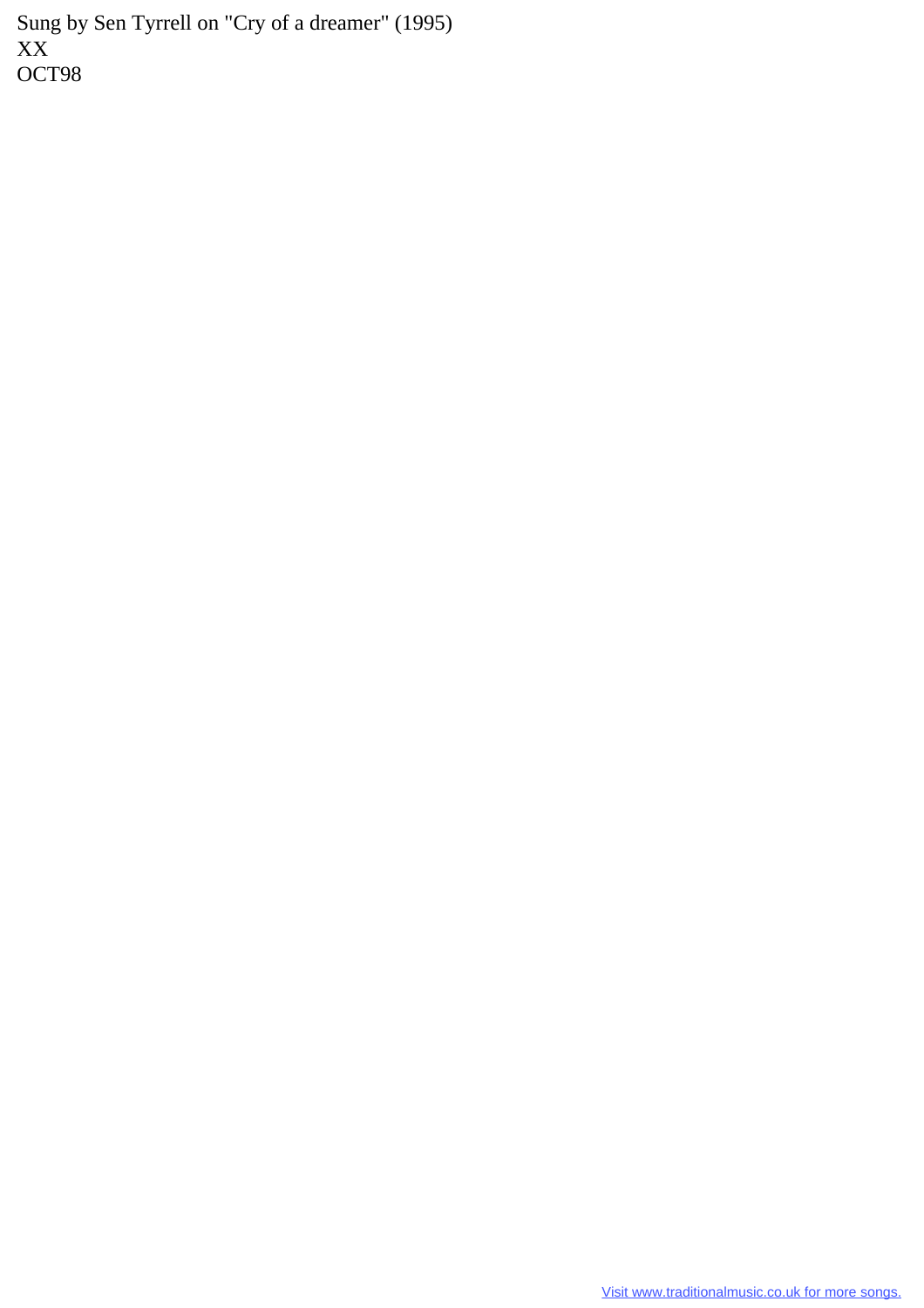Sung by Sen Tyrrell on "Cry of a dreamer" (1995)
XX
OCT98